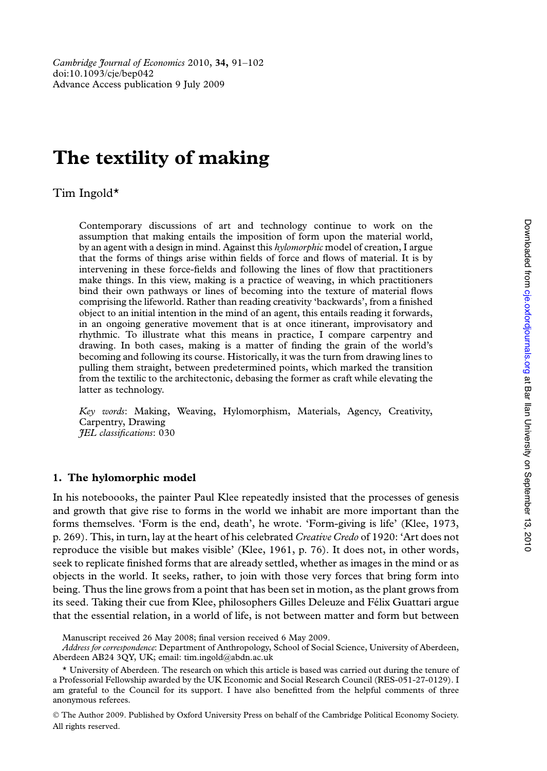Cambridge Journal of Economics 2010, **34,** 91–102
doi:10.1093/cje/bep042
Advance Access publication 9 July 2009

# The textility of making

Tim Ingold*

Contemporary discussions of art and technology continue to work on the assumption that making entails the imposition of form upon the material world, by an agent with a design in mind. Against this *hylomorphic* model of creation, I argue that the forms of things arise within fields of force and flows of material. It is by intervening in these force-fields and following the lines of flow that practitioners make things. In this view, making is a practice of weaving, in which practitioners bind their own pathways or lines of becoming into the texture of material flows comprising the lifeworld. Rather than reading creativity 'backwards', from a finished object to an initial intention in the mind of an agent, this entails reading it forwards, in an ongoing generative movement that is at once itinerant, improvisatory and rhythmic. To illustrate what this means in practice, I compare carpentry and drawing. In both cases, making is a matter of finding the grain of the world's becoming and following its course. Historically, it was the turn from drawing lines to pulling them straight, between predetermined points, which marked the transition from the textilic to the architectonic, debasing the former as craft while elevating the latter as technology.

*Key words*: Making, Weaving, Hylomorphism, Materials, Agency, Creativity, Carpentry, Drawing
*JEL classifications*: 030

## 1. The hylomorphic model

In his noteboooks, the painter Paul Klee repeatedly insisted that the processes of genesis and growth that give rise to forms in the world we inhabit are more important than the forms themselves. 'Form is the end, death', he wrote. 'Form-giving is life' (Klee, 1973, p. 269). This, in turn, lay at the heart of his celebrated *Creative Credo* of 1920: 'Art does not reproduce the visible but makes visible' (Klee, 1961, p. 76). It does not, in other words, seek to replicate finished forms that are already settled, whether as images in the mind or as objects in the world. It seeks, rather, to join with those very forces that bring form into being. Thus the line grows from a point that has been set in motion, as the plant grows from its seed. Taking their cue from Klee, philosophers Gilles Deleuze and Félix Guattari argue that the essential relation, in a world of life, is not between matter and form but between

Manuscript received 26 May 2008; final version received 6 May 2009.
*Address for correspondence*: Department of Anthropology, School of Social Science, University of Aberdeen, Aberdeen AB24 3QY, UK; email: tim.ingold@abdn.ac.uk

* University of Aberdeen. The research on which this article is based was carried out during the tenure of a Professorial Fellowship awarded by the UK Economic and Social Research Council (RES-051-27-0129). I am grateful to the Council for its support. I have also benefitted from the helpful comments of three anonymous referees.

© The Author 2009. Published by Oxford University Press on behalf of the Cambridge Political Economy Society. All rights reserved.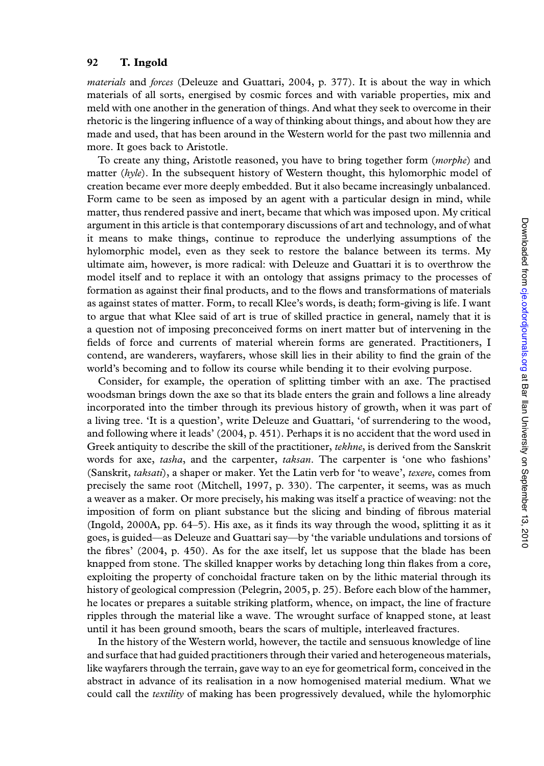*materials* and *forces* (Deleuze and Guattari, 2004, p. 377). It is about the way in which materials of all sorts, energised by cosmic forces and with variable properties, mix and meld with one another in the generation of things. And what they seek to overcome in their rhetoric is the lingering influence of a way of thinking about things, and about how they are made and used, that has been around in the Western world for the past two millennia and more. It goes back to Aristotle.

To create any thing, Aristotle reasoned, you have to bring together form (*morphe*) and matter (*hyle*). In the subsequent history of Western thought, this hylomorphic model of creation became ever more deeply embedded. But it also became increasingly unbalanced. Form came to be seen as imposed by an agent with a particular design in mind, while matter, thus rendered passive and inert, became that which was imposed upon. My critical argument in this article is that contemporary discussions of art and technology, and of what it means to make things, continue to reproduce the underlying assumptions of the hylomorphic model, even as they seek to restore the balance between its terms. My ultimate aim, however, is more radical: with Deleuze and Guattari it is to overthrow the model itself and to replace it with an ontology that assigns primacy to the processes of formation as against their final products, and to the flows and transformations of materials as against states of matter. Form, to recall Klee's words, is death; form-giving is life. I want to argue that what Klee said of art is true of skilled practice in general, namely that it is a question not of imposing preconceived forms on inert matter but of intervening in the fields of force and currents of material wherein forms are generated. Practitioners, I contend, are wanderers, wayfarers, whose skill lies in their ability to find the grain of the world's becoming and to follow its course while bending it to their evolving purpose.

Consider, for example, the operation of splitting timber with an axe. The practised woodsman brings down the axe so that its blade enters the grain and follows a line already incorporated into the timber through its previous history of growth, when it was part of a living tree. 'It is a question', write Deleuze and Guattari, 'of surrendering to the wood, and following where it leads' (2004, p. 451). Perhaps it is no accident that the word used in Greek antiquity to describe the skill of the practitioner, *tekhne*, is derived from the Sanskrit words for axe, *tasha*, and the carpenter, *taksan*. The carpenter is 'one who fashions' (Sanskrit, *taksati*), a shaper or maker. Yet the Latin verb for 'to weave', *texere*, comes from precisely the same root (Mitchell, 1997, p. 330). The carpenter, it seems, was as much a weaver as a maker. Or more precisely, his making was itself a practice of weaving: not the imposition of form on pliant substance but the slicing and binding of fibrous material (Ingold, 2000A, pp. 64–5). His axe, as it finds its way through the wood, splitting it as it goes, is guided—as Deleuze and Guattari say—by 'the variable undulations and torsions of the fibres' (2004, p. 450). As for the axe itself, let us suppose that the blade has been knapped from stone. The skilled knapper works by detaching long thin flakes from a core, exploiting the property of conchoidal fracture taken on by the lithic material through its history of geological compression (Pelegrin, 2005, p. 25). Before each blow of the hammer, he locates or prepares a suitable striking platform, whence, on impact, the line of fracture ripples through the material like a wave. The wrought surface of knapped stone, at least until it has been ground smooth, bears the scars of multiple, interleaved fractures.

In the history of the Western world, however, the tactile and sensuous knowledge of line and surface that had guided practitioners through their varied and heterogeneous materials, like wayfarers through the terrain, gave way to an eye for geometrical form, conceived in the abstract in advance of its realisation in a now homogenised material medium. What we could call the *textility* of making has been progressively devalued, while the hylomorphic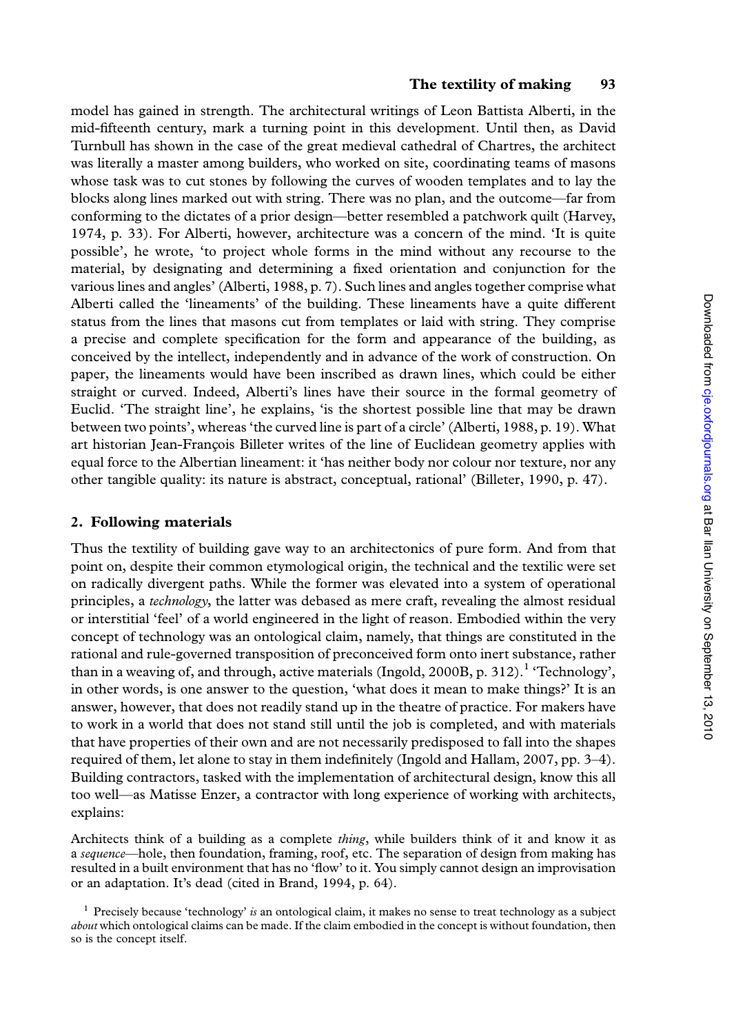model has gained in strength. The architectural writings of Leon Battista Alberti, in the mid-fifteenth century, mark a turning point in this development. Until then, as David Turnbull has shown in the case of the great medieval cathedral of Chartres, the architect was literally a master among builders, who worked on site, coordinating teams of masons whose task was to cut stones by following the curves of wooden templates and to lay the blocks along lines marked out with string. There was no plan, and the outcome—far from conforming to the dictates of a prior design—better resembled a patchwork quilt (Harvey, 1974, p. 33). For Alberti, however, architecture was a concern of the mind. 'It is quite possible', he wrote, 'to project whole forms in the mind without any recourse to the material, by designating and determining a fixed orientation and conjunction for the various lines and angles' (Alberti, 1988, p. 7). Such lines and angles together comprise what Alberti called the 'lineaments' of the building. These lineaments have a quite different status from the lines that masons cut from templates or laid with string. They comprise a precise and complete specification for the form and appearance of the building, as conceived by the intellect, independently and in advance of the work of construction. On paper, the lineaments would have been inscribed as drawn lines, which could be either straight or curved. Indeed, Alberti's lines have their source in the formal geometry of Euclid. 'The straight line', he explains, 'is the shortest possible line that may be drawn between two points', whereas 'the curved line is part of a circle' (Alberti, 1988, p. 19). What art historian Jean-François Billeter writes of the line of Euclidean geometry applies with equal force to the Albertian lineament: it 'has neither body nor colour nor texture, nor any other tangible quality: its nature is abstract, conceptual, rational' (Billeter, 1990, p. 47).

## 2. Following materials

Thus the textility of building gave way to an architectonics of pure form. And from that point on, despite their common etymological origin, the technical and the textilic were set on radically divergent paths. While the former was elevated into a system of operational principles, a *technology*, the latter was debased as mere craft, revealing the almost residual or interstitial 'feel' of a world engineered in the light of reason. Embodied within the very concept of technology was an ontological claim, namely, that things are constituted in the rational and rule-governed transposition of preconceived form onto inert substance, rather than in a weaving of, and through, active materials (Ingold, 2000B, p. 312).[1] 'Technology', in other words, is one answer to the question, 'what does it mean to make things?' It is an answer, however, that does not readily stand up in the theatre of practice. For makers have to work in a world that does not stand still until the job is completed, and with materials that have properties of their own and are not necessarily predisposed to fall into the shapes required of them, let alone to stay in them indefinitely (Ingold and Hallam, 2007, pp. 3–4). Building contractors, tasked with the implementation of architectural design, know this all too well—as Matisse Enzer, a contractor with long experience of working with architects, explains:

> Architects think of a building as a complete *thing*, while builders think of it and know it as a *sequence*—hole, then foundation, framing, roof, etc. The separation of design from making has resulted in a built environment that has no 'flow' to it. You simply cannot design an improvisation or an adaptation. It's dead (cited in Brand, 1994, p. 64).

[1] Precisely because 'technology' *is* an ontological claim, it makes no sense to treat technology as a subject *about* which ontological claims can be made. If the claim embodied in the concept is without foundation, then so is the concept itself.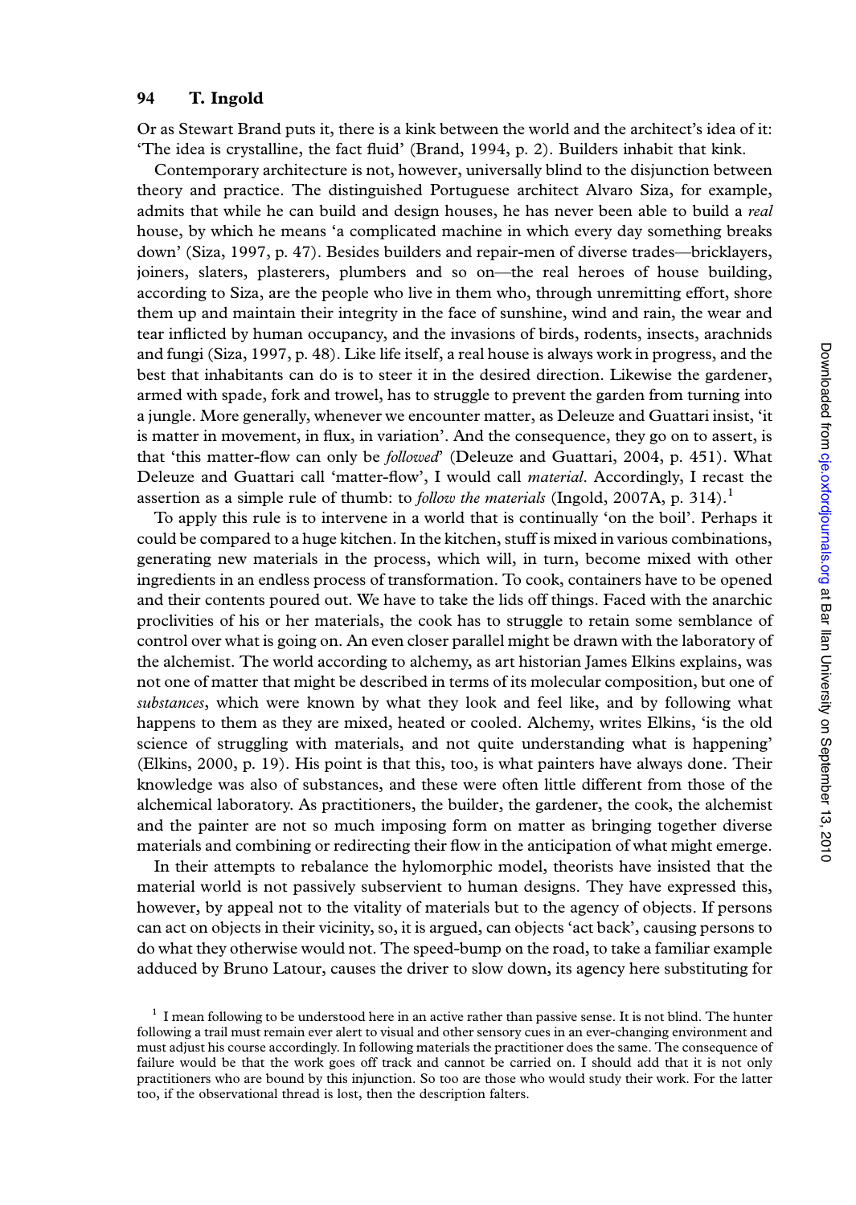Or as Stewart Brand puts it, there is a kink between the world and the architect's idea of it: 'The idea is crystalline, the fact fluid' (Brand, 1994, p. 2). Builders inhabit that kink.

Contemporary architecture is not, however, universally blind to the disjunction between theory and practice. The distinguished Portuguese architect Alvaro Siza, for example, admits that while he can build and design houses, he has never been able to build a *real* house, by which he means 'a complicated machine in which every day something breaks down' (Siza, 1997, p. 47). Besides builders and repair-men of diverse trades—bricklayers, joiners, slaters, plasterers, plumbers and so on—the real heroes of house building, according to Siza, are the people who live in them who, through unremitting effort, shore them up and maintain their integrity in the face of sunshine, wind and rain, the wear and tear inflicted by human occupancy, and the invasions of birds, rodents, insects, arachnids and fungi (Siza, 1997, p. 48). Like life itself, a real house is always work in progress, and the best that inhabitants can do is to steer it in the desired direction. Likewise the gardener, armed with spade, fork and trowel, has to struggle to prevent the garden from turning into a jungle. More generally, whenever we encounter matter, as Deleuze and Guattari insist, 'it is matter in movement, in flux, in variation'. And the consequence, they go on to assert, is that 'this matter-flow can only be *followed*' (Deleuze and Guattari, 2004, p. 451). What Deleuze and Guattari call 'matter-flow', I would call *material*. Accordingly, I recast the assertion as a simple rule of thumb: to *follow the materials* (Ingold, 2007A, p. 314).[1]

To apply this rule is to intervene in a world that is continually 'on the boil'. Perhaps it could be compared to a huge kitchen. In the kitchen, stuff is mixed in various combinations, generating new materials in the process, which will, in turn, become mixed with other ingredients in an endless process of transformation. To cook, containers have to be opened and their contents poured out. We have to take the lids off things. Faced with the anarchic proclivities of his or her materials, the cook has to struggle to retain some semblance of control over what is going on. An even closer parallel might be drawn with the laboratory of the alchemist. The world according to alchemy, as art historian James Elkins explains, was not one of matter that might be described in terms of its molecular composition, but one of *substances*, which were known by what they look and feel like, and by following what happens to them as they are mixed, heated or cooled. Alchemy, writes Elkins, 'is the old science of struggling with materials, and not quite understanding what is happening' (Elkins, 2000, p. 19). His point is that this, too, is what painters have always done. Their knowledge was also of substances, and these were often little different from those of the alchemical laboratory. As practitioners, the builder, the gardener, the cook, the alchemist and the painter are not so much imposing form on matter as bringing together diverse materials and combining or redirecting their flow in the anticipation of what might emerge.

In their attempts to rebalance the hylomorphic model, theorists have insisted that the material world is not passively subservient to human designs. They have expressed this, however, by appeal not to the vitality of materials but to the agency of objects. If persons can act on objects in their vicinity, so, it is argued, can objects 'act back', causing persons to do what they otherwise would not. The speed-bump on the road, to take a familiar example adduced by Bruno Latour, causes the driver to slow down, its agency here substituting for

[1] I mean following to be understood here in an active rather than passive sense. It is not blind. The hunter following a trail must remain ever alert to visual and other sensory cues in an ever-changing environment and must adjust his course accordingly. In following materials the practitioner does the same. The consequence of failure would be that the work goes off track and cannot be carried on. I should add that it is not only practitioners who are bound by this injunction. So too are those who would study their work. For the latter too, if the observational thread is lost, then the description falters.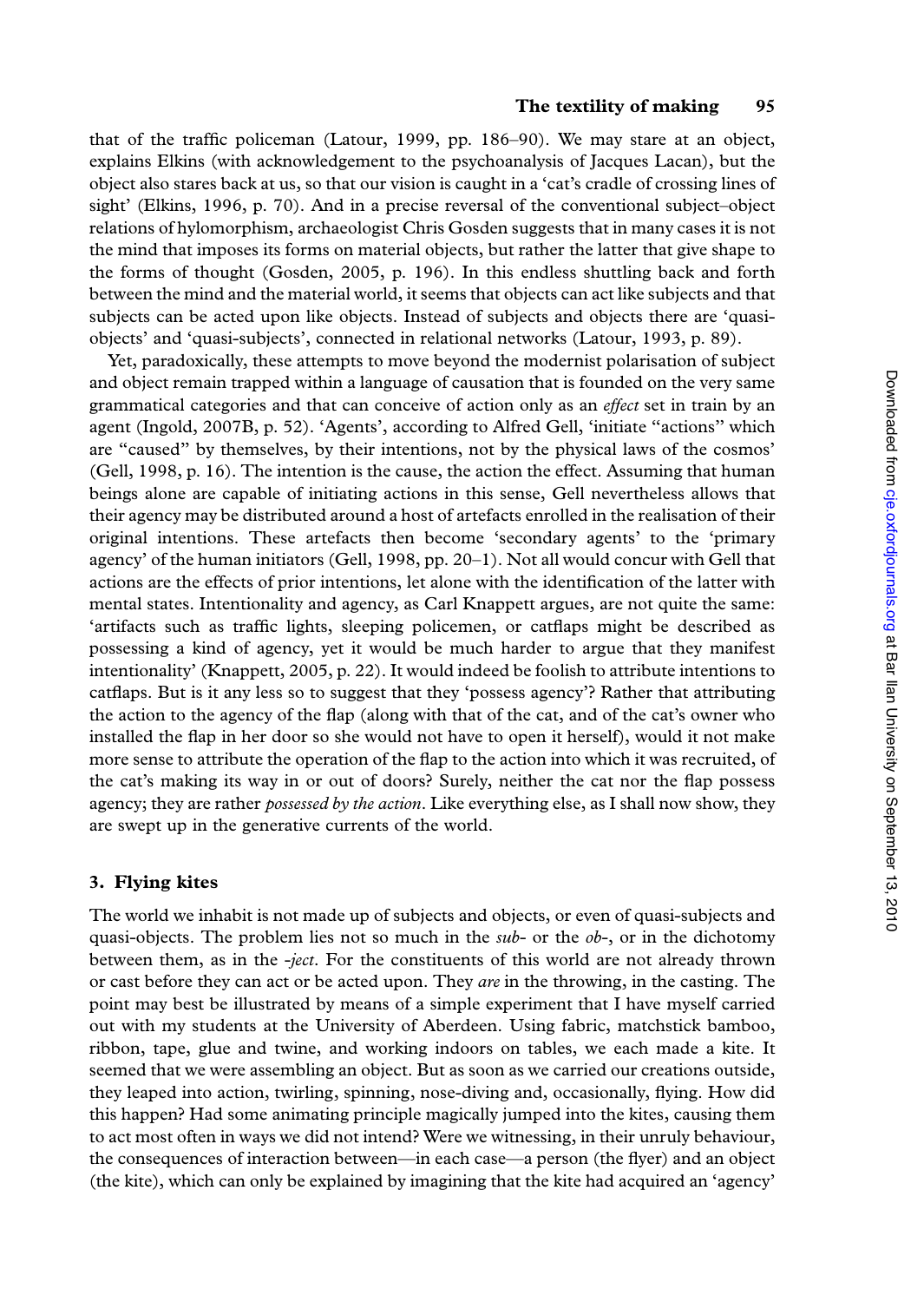that of the traffic policeman (Latour, 1999, pp. 186–90). We may stare at an object, explains Elkins (with acknowledgement to the psychoanalysis of Jacques Lacan), but the object also stares back at us, so that our vision is caught in a 'cat's cradle of crossing lines of sight' (Elkins, 1996, p. 70). And in a precise reversal of the conventional subject–object relations of hylomorphism, archaeologist Chris Gosden suggests that in many cases it is not the mind that imposes its forms on material objects, but rather the latter that give shape to the forms of thought (Gosden, 2005, p. 196). In this endless shuttling back and forth between the mind and the material world, it seems that objects can act like subjects and that subjects can be acted upon like objects. Instead of subjects and objects there are 'quasi-objects' and 'quasi-subjects', connected in relational networks (Latour, 1993, p. 89).

Yet, paradoxically, these attempts to move beyond the modernist polarisation of subject and object remain trapped within a language of causation that is founded on the very same grammatical categories and that can conceive of action only as an *effect* set in train by an agent (Ingold, 2007B, p. 52). 'Agents', according to Alfred Gell, 'initiate "actions" which are "caused" by themselves, by their intentions, not by the physical laws of the cosmos' (Gell, 1998, p. 16). The intention is the cause, the action the effect. Assuming that human beings alone are capable of initiating actions in this sense, Gell nevertheless allows that their agency may be distributed around a host of artefacts enrolled in the realisation of their original intentions. These artefacts then become 'secondary agents' to the 'primary agency' of the human initiators (Gell, 1998, pp. 20–1). Not all would concur with Gell that actions are the effects of prior intentions, let alone with the identification of the latter with mental states. Intentionality and agency, as Carl Knappett argues, are not quite the same: 'artifacts such as traffic lights, sleeping policemen, or catflaps might be described as possessing a kind of agency, yet it would be much harder to argue that they manifest intentionality' (Knappett, 2005, p. 22). It would indeed be foolish to attribute intentions to catflaps. But is it any less so to suggest that they 'possess agency'? Rather that attributing the action to the agency of the flap (along with that of the cat, and of the cat's owner who installed the flap in her door so she would not have to open it herself), would it not make more sense to attribute the operation of the flap to the action into which it was recruited, of the cat's making its way in or out of doors? Surely, neither the cat nor the flap possess agency; they are rather *possessed by the action*. Like everything else, as I shall now show, they are swept up in the generative currents of the world.

## 3. Flying kites

The world we inhabit is not made up of subjects and objects, or even of quasi-subjects and quasi-objects. The problem lies not so much in the *sub*- or the *ob*-, or in the dichotomy between them, as in the *-ject*. For the constituents of this world are not already thrown or cast before they can act or be acted upon. They *are* in the throwing, in the casting. The point may best be illustrated by means of a simple experiment that I have myself carried out with my students at the University of Aberdeen. Using fabric, matchstick bamboo, ribbon, tape, glue and twine, and working indoors on tables, we each made a kite. It seemed that we were assembling an object. But as soon as we carried our creations outside, they leaped into action, twirling, spinning, nose-diving and, occasionally, flying. How did this happen? Had some animating principle magically jumped into the kites, causing them to act most often in ways we did not intend? Were we witnessing, in their unruly behaviour, the consequences of interaction between—in each case—a person (the flyer) and an object (the kite), which can only be explained by imagining that the kite had acquired an 'agency'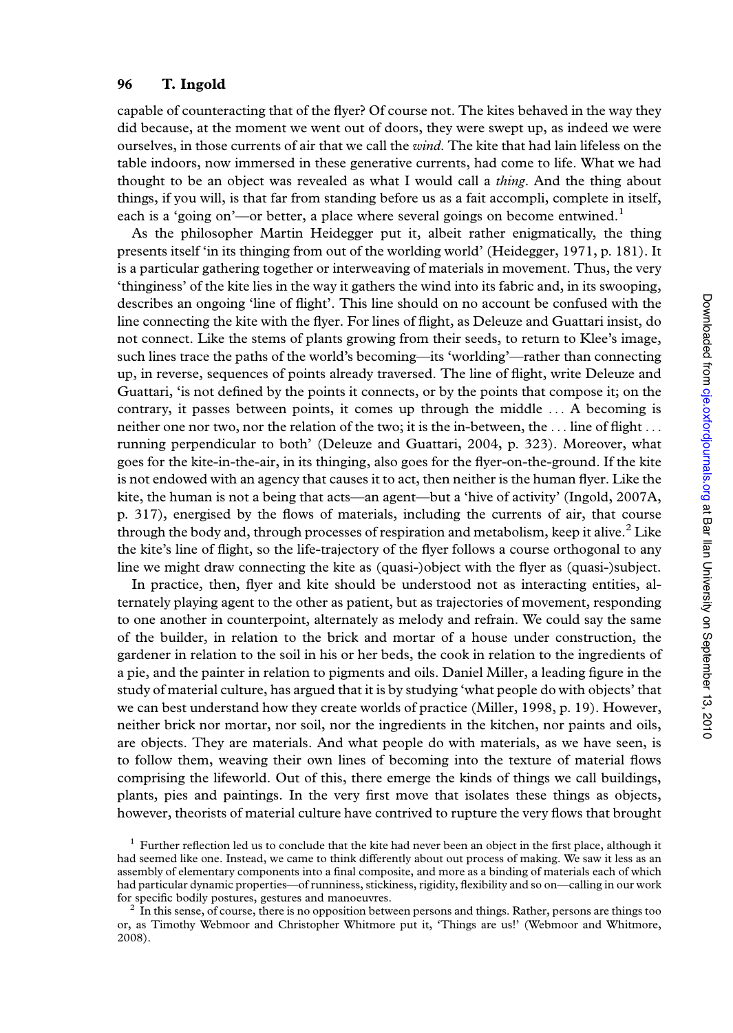capable of counteracting that of the flyer? Of course not. The kites behaved in the way they did because, at the moment we went out of doors, they were swept up, as indeed we were ourselves, in those currents of air that we call the *wind*. The kite that had lain lifeless on the table indoors, now immersed in these generative currents, had come to life. What we had thought to be an object was revealed as what I would call a *thing*. And the thing about things, if you will, is that far from standing before us as a fait accompli, complete in itself, each is a 'going on'—or better, a place where several goings on become entwined.[1]

As the philosopher Martin Heidegger put it, albeit rather enigmatically, the thing presents itself 'in its thinging from out of the worlding world' (Heidegger, 1971, p. 181). It is a particular gathering together or interweaving of materials in movement. Thus, the very 'thinginess' of the kite lies in the way it gathers the wind into its fabric and, in its swooping, describes an ongoing 'line of flight'. This line should on no account be confused with the line connecting the kite with the flyer. For lines of flight, as Deleuze and Guattari insist, do not connect. Like the stems of plants growing from their seeds, to return to Klee's image, such lines trace the paths of the world's becoming—its 'worlding'—rather than connecting up, in reverse, sequences of points already traversed. The line of flight, write Deleuze and Guattari, 'is not defined by the points it connects, or by the points that compose it; on the contrary, it passes between points, it comes up through the middle ... A becoming is neither one nor two, nor the relation of the two; it is the in-between, the ... line of flight ... running perpendicular to both' (Deleuze and Guattari, 2004, p. 323). Moreover, what goes for the kite-in-the-air, in its thinging, also goes for the flyer-on-the-ground. If the kite is not endowed with an agency that causes it to act, then neither is the human flyer. Like the kite, the human is not a being that acts—an agent—but a 'hive of activity' (Ingold, 2007A, p. 317), energised by the flows of materials, including the currents of air, that course through the body and, through processes of respiration and metabolism, keep it alive.[2] Like the kite's line of flight, so the life-trajectory of the flyer follows a course orthogonal to any line we might draw connecting the kite as (quasi-)object with the flyer as (quasi-)subject.

In practice, then, flyer and kite should be understood not as interacting entities, alternately playing agent to the other as patient, but as trajectories of movement, responding to one another in counterpoint, alternately as melody and refrain. We could say the same of the builder, in relation to the brick and mortar of a house under construction, the gardener in relation to the soil in his or her beds, the cook in relation to the ingredients of a pie, and the painter in relation to pigments and oils. Daniel Miller, a leading figure in the study of material culture, has argued that it is by studying 'what people do with objects' that we can best understand how they create worlds of practice (Miller, 1998, p. 19). However, neither brick nor mortar, nor soil, nor the ingredients in the kitchen, nor paints and oils, are objects. They are materials. And what people do with materials, as we have seen, is to follow them, weaving their own lines of becoming into the texture of material flows comprising the lifeworld. Out of this, there emerge the kinds of things we call buildings, plants, pies and paintings. In the very first move that isolates these things as objects, however, theorists of material culture have contrived to rupture the very flows that brought

[1] Further reflection led us to conclude that the kite had never been an object in the first place, although it had seemed like one. Instead, we came to think differently about out process of making. We saw it less as an assembly of elementary components into a final composite, and more as a binding of materials each of which had particular dynamic properties—of runniness, stickiness, rigidity, flexibility and so on—calling in our work for specific bodily postures, gestures and manoeuvres.

[2] In this sense, of course, there is no opposition between persons and things. Rather, persons are things too or, as Timothy Webmoor and Christopher Whitmore put it, 'Things are us!' (Webmoor and Whitmore, 2008).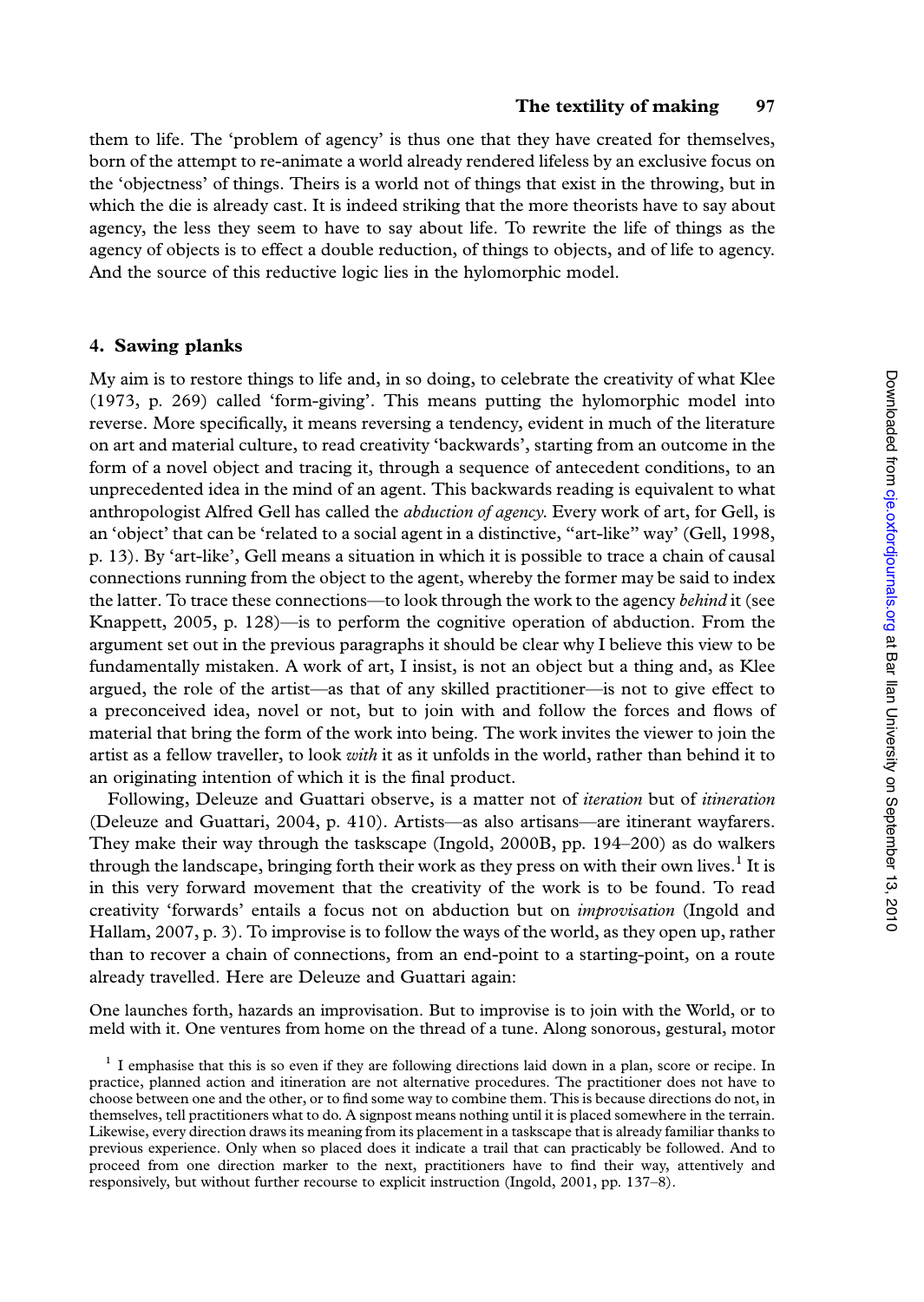them to life. The 'problem of agency' is thus one that they have created for themselves, born of the attempt to re-animate a world already rendered lifeless by an exclusive focus on the 'objectness' of things. Theirs is a world not of things that exist in the throwing, but in which the die is already cast. It is indeed striking that the more theorists have to say about agency, the less they seem to have to say about life. To rewrite the life of things as the agency of objects is to effect a double reduction, of things to objects, and of life to agency. And the source of this reductive logic lies in the hylomorphic model.

## 4. Sawing planks

My aim is to restore things to life and, in so doing, to celebrate the creativity of what Klee (1973, p. 269) called 'form-giving'. This means putting the hylomorphic model into reverse. More specifically, it means reversing a tendency, evident in much of the literature on art and material culture, to read creativity 'backwards', starting from an outcome in the form of a novel object and tracing it, through a sequence of antecedent conditions, to an unprecedented idea in the mind of an agent. This backwards reading is equivalent to what anthropologist Alfred Gell has called the *abduction of agency*. Every work of art, for Gell, is an 'object' that can be 'related to a social agent in a distinctive, "art-like" way' (Gell, 1998, p. 13). By 'art-like', Gell means a situation in which it is possible to trace a chain of causal connections running from the object to the agent, whereby the former may be said to index the latter. To trace these connections—to look through the work to the agency *behind* it (see Knappett, 2005, p. 128)—is to perform the cognitive operation of abduction. From the argument set out in the previous paragraphs it should be clear why I believe this view to be fundamentally mistaken. A work of art, I insist, is not an object but a thing and, as Klee argued, the role of the artist—as that of any skilled practitioner—is not to give effect to a preconceived idea, novel or not, but to join with and follow the forces and flows of material that bring the form of the work into being. The work invites the viewer to join the artist as a fellow traveller, to look *with* it as it unfolds in the world, rather than behind it to an originating intention of which it is the final product.

Following, Deleuze and Guattari observe, is a matter not of *iteration* but of *itineration* (Deleuze and Guattari, 2004, p. 410). Artists—as also artisans—are itinerant wayfarers. They make their way through the taskscape (Ingold, 2000B, pp. 194–200) as do walkers through the landscape, bringing forth their work as they press on with their own lives.[1] It is in this very forward movement that the creativity of the work is to be found. To read creativity 'forwards' entails a focus not on abduction but on *improvisation* (Ingold and Hallam, 2007, p. 3). To improvise is to follow the ways of the world, as they open up, rather than to recover a chain of connections, from an end-point to a starting-point, on a route already travelled. Here are Deleuze and Guattari again:

One launches forth, hazards an improvisation. But to improvise is to join with the World, or to meld with it. One ventures from home on the thread of a tune. Along sonorous, gestural, motor

[1] I emphasise that this is so even if they are following directions laid down in a plan, score or recipe. In practice, planned action and itineration are not alternative procedures. The practitioner does not have to choose between one and the other, or to find some way to combine them. This is because directions do not, in themselves, tell practitioners what to do. A signpost means nothing until it is placed somewhere in the terrain. Likewise, every direction draws its meaning from its placement in a taskscape that is already familiar thanks to previous experience. Only when so placed does it indicate a trail that can practicably be followed. And to proceed from one direction marker to the next, practitioners have to find their way, attentively and responsively, but without further recourse to explicit instruction (Ingold, 2001, pp. 137–8).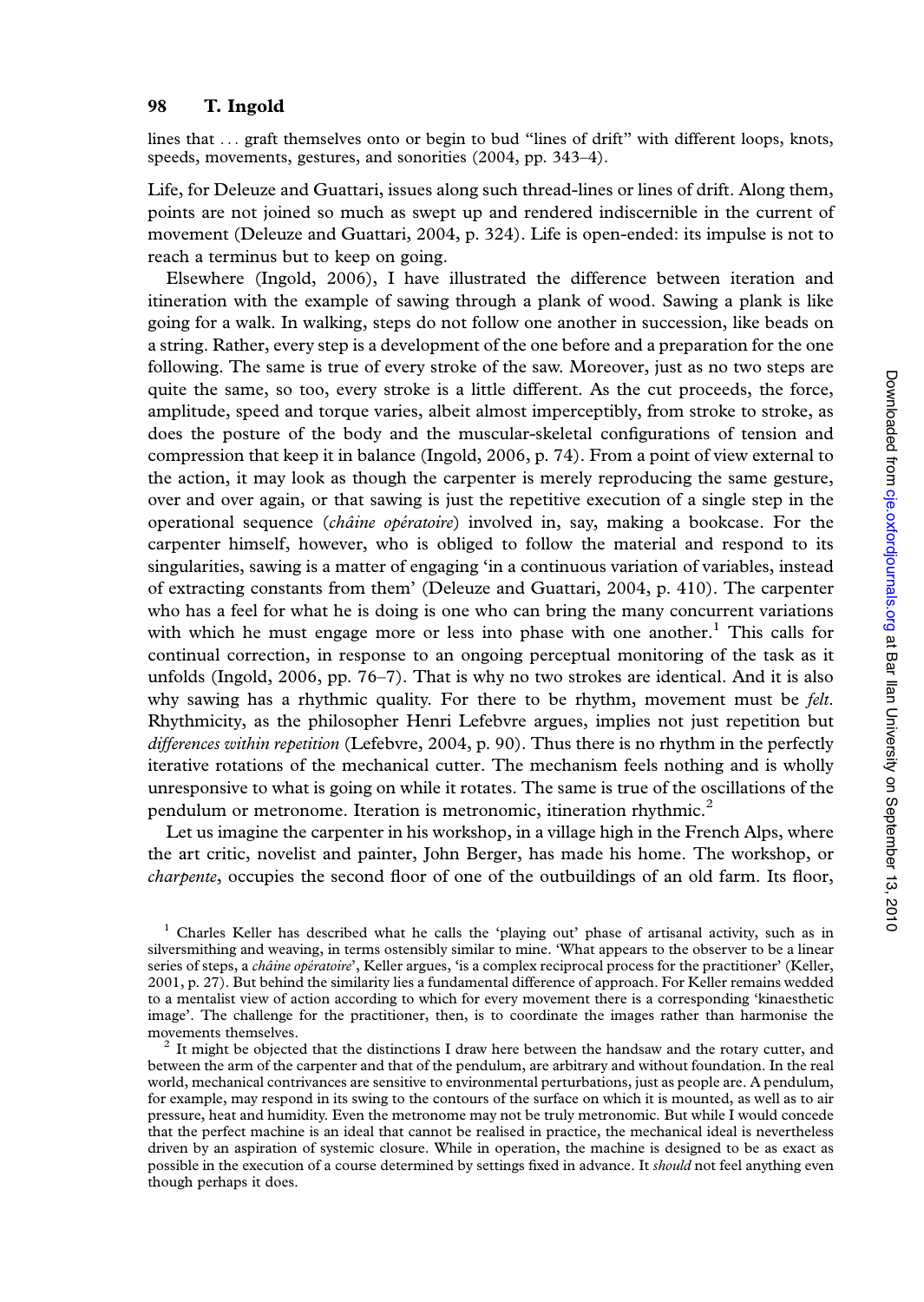lines that ... graft themselves onto or begin to bud "lines of drift" with different loops, knots, speeds, movements, gestures, and sonorities (2004, pp. 343–4).

Life, for Deleuze and Guattari, issues along such thread-lines or lines of drift. Along them, points are not joined so much as swept up and rendered indiscernible in the current of movement (Deleuze and Guattari, 2004, p. 324). Life is open-ended: its impulse is not to reach a terminus but to keep on going.

Elsewhere (Ingold, 2006), I have illustrated the difference between iteration and itineration with the example of sawing through a plank of wood. Sawing a plank is like going for a walk. In walking, steps do not follow one another in succession, like beads on a string. Rather, every step is a development of the one before and a preparation for the one following. The same is true of every stroke of the saw. Moreover, just as no two steps are quite the same, so too, every stroke is a little different. As the cut proceeds, the force, amplitude, speed and torque varies, albeit almost imperceptibly, from stroke to stroke, as does the posture of the body and the muscular-skeletal configurations of tension and compression that keep it in balance (Ingold, 2006, p. 74). From a point of view external to the action, it may look as though the carpenter is merely reproducing the same gesture, over and over again, or that sawing is just the repetitive execution of a single step in the operational sequence (*châine opératoire*) involved in, say, making a bookcase. For the carpenter himself, however, who is obliged to follow the material and respond to its singularities, sawing is a matter of engaging 'in a continuous variation of variables, instead of extracting constants from them' (Deleuze and Guattari, 2004, p. 410). The carpenter who has a feel for what he is doing is one who can bring the many concurrent variations with which he must engage more or less into phase with one another.[1] This calls for continual correction, in response to an ongoing perceptual monitoring of the task as it unfolds (Ingold, 2006, pp. 76–7). That is why no two strokes are identical. And it is also why sawing has a rhythmic quality. For there to be rhythm, movement must be *felt*. Rhythmicity, as the philosopher Henri Lefebvre argues, implies not just repetition but *differences within repetition* (Lefebvre, 2004, p. 90). Thus there is no rhythm in the perfectly iterative rotations of the mechanical cutter. The mechanism feels nothing and is wholly unresponsive to what is going on while it rotates. The same is true of the oscillations of the pendulum or metronome. Iteration is metronomic, itineration rhythmic.[2]

Let us imagine the carpenter in his workshop, in a village high in the French Alps, where the art critic, novelist and painter, John Berger, has made his home. The workshop, or *charpente*, occupies the second floor of one of the outbuildings of an old farm. Its floor,

[1] Charles Keller has described what he calls the 'playing out' phase of artisanal activity, such as in silversmithing and weaving, in terms ostensibly similar to mine. 'What appears to the observer to be a linear series of steps, a *châine opératoire*', Keller argues, 'is a complex reciprocal process for the practitioner' (Keller, 2001, p. 27). But behind the similarity lies a fundamental difference of approach. For Keller remains wedded to a mentalist view of action according to which for every movement there is a corresponding 'kinaesthetic image'. The challenge for the practitioner, then, is to coordinate the images rather than harmonise the movements themselves.

[2] It might be objected that the distinctions I draw here between the handsaw and the rotary cutter, and between the arm of the carpenter and that of the pendulum, are arbitrary and without foundation. In the real world, mechanical contrivances are sensitive to environmental perturbations, just as people are. A pendulum, for example, may respond in its swing to the contours of the surface on which it is mounted, as well as to air pressure, heat and humidity. Even the metronome may not be truly metronomic. But while I would concede that the perfect machine is an ideal that cannot be realised in practice, the mechanical ideal is nevertheless driven by an aspiration of systemic closure. While in operation, the machine is designed to be as exact as possible in the execution of a course determined by settings fixed in advance. It *should* not feel anything even though perhaps it does.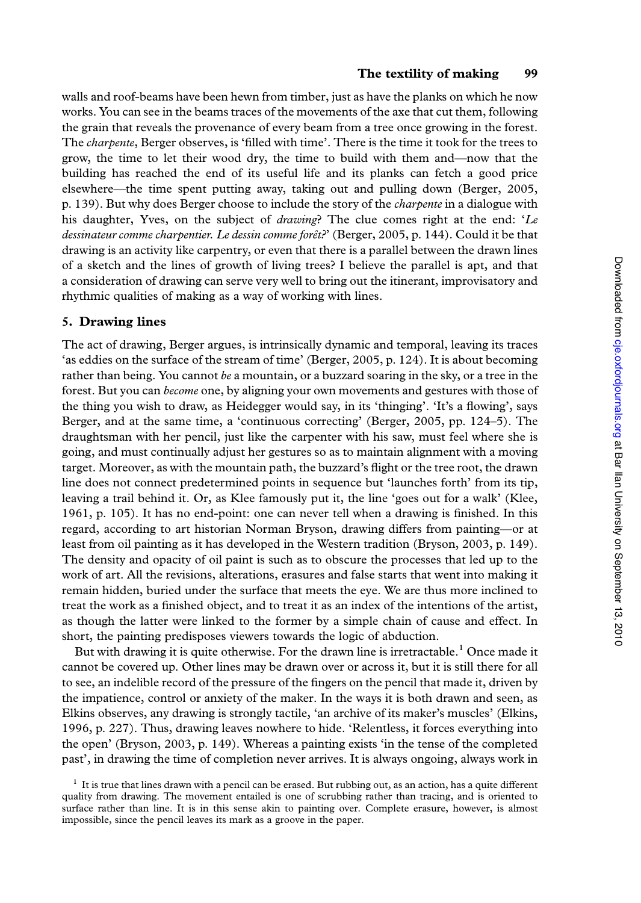walls and roof-beams have been hewn from timber, just as have the planks on which he now works. You can see in the beams traces of the movements of the axe that cut them, following the grain that reveals the provenance of every beam from a tree once growing in the forest. The *charpente*, Berger observes, is 'filled with time'. There is the time it took for the trees to grow, the time to let their wood dry, the time to build with them and—now that the building has reached the end of its useful life and its planks can fetch a good price elsewhere—the time spent putting away, taking out and pulling down (Berger, 2005, p. 139). But why does Berger choose to include the story of the *charpente* in a dialogue with his daughter, Yves, on the subject of *drawing*? The clue comes right at the end: '*Le dessinateur comme charpentier. Le dessin comme forêt?*' (Berger, 2005, p. 144). Could it be that drawing is an activity like carpentry, or even that there is a parallel between the drawn lines of a sketch and the lines of growth of living trees? I believe the parallel is apt, and that a consideration of drawing can serve very well to bring out the itinerant, improvisatory and rhythmic qualities of making as a way of working with lines.

## 5. Drawing lines

The act of drawing, Berger argues, is intrinsically dynamic and temporal, leaving its traces 'as eddies on the surface of the stream of time' (Berger, 2005, p. 124). It is about becoming rather than being. You cannot *be* a mountain, or a buzzard soaring in the sky, or a tree in the forest. But you can *become* one, by aligning your own movements and gestures with those of the thing you wish to draw, as Heidegger would say, in its 'thinging'. 'It's a flowing', says Berger, and at the same time, a 'continuous correcting' (Berger, 2005, pp. 124–5). The draughtsman with her pencil, just like the carpenter with his saw, must feel where she is going, and must continually adjust her gestures so as to maintain alignment with a moving target. Moreover, as with the mountain path, the buzzard's flight or the tree root, the drawn line does not connect predetermined points in sequence but 'launches forth' from its tip, leaving a trail behind it. Or, as Klee famously put it, the line 'goes out for a walk' (Klee, 1961, p. 105). It has no end-point: one can never tell when a drawing is finished. In this regard, according to art historian Norman Bryson, drawing differs from painting—or at least from oil painting as it has developed in the Western tradition (Bryson, 2003, p. 149). The density and opacity of oil paint is such as to obscure the processes that led up to the work of art. All the revisions, alterations, erasures and false starts that went into making it remain hidden, buried under the surface that meets the eye. We are thus more inclined to treat the work as a finished object, and to treat it as an index of the intentions of the artist, as though the latter were linked to the former by a simple chain of cause and effect. In short, the painting predisposes viewers towards the logic of abduction.

But with drawing it is quite otherwise. For the drawn line is irretractable.[1] Once made it cannot be covered up. Other lines may be drawn over or across it, but it is still there for all to see, an indelible record of the pressure of the fingers on the pencil that made it, driven by the impatience, control or anxiety of the maker. In the ways it is both drawn and seen, as Elkins observes, any drawing is strongly tactile, 'an archive of its maker's muscles' (Elkins, 1996, p. 227). Thus, drawing leaves nowhere to hide. 'Relentless, it forces everything into the open' (Bryson, 2003, p. 149). Whereas a painting exists 'in the tense of the completed past', in drawing the time of completion never arrives. It is always ongoing, always work in

[1] It is true that lines drawn with a pencil can be erased. But rubbing out, as an action, has a quite different quality from drawing. The movement entailed is one of scrubbing rather than tracing, and is oriented to surface rather than line. It is in this sense akin to painting over. Complete erasure, however, is almost impossible, since the pencil leaves its mark as a groove in the paper.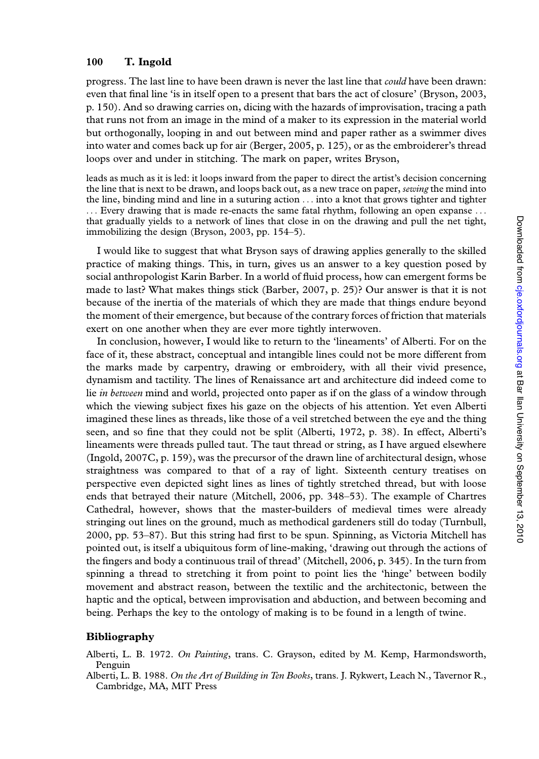progress. The last line to have been drawn is never the last line that *could* have been drawn: even that final line 'is in itself open to a present that bars the act of closure' (Bryson, 2003, p. 150). And so drawing carries on, dicing with the hazards of improvisation, tracing a path that runs not from an image in the mind of a maker to its expression in the material world but orthogonally, looping in and out between mind and paper rather as a swimmer dives into water and comes back up for air (Berger, 2005, p. 125), or as the embroiderer's thread loops over and under in stitching. The mark on paper, writes Bryson,

> leads as much as it is led: it loops inward from the paper to direct the artist's decision concerning the line that is next to be drawn, and loops back out, as a new trace on paper, *sewing* the mind into the line, binding mind and line in a suturing action . . . into a knot that grows tighter and tighter . . . Every drawing that is made re-enacts the same fatal rhythm, following an open expanse . . . that gradually yields to a network of lines that close in on the drawing and pull the net tight, immobilizing the design (Bryson, 2003, pp. 154–5).

I would like to suggest that what Bryson says of drawing applies generally to the skilled practice of making things. This, in turn, gives us an answer to a key question posed by social anthropologist Karin Barber. In a world of fluid process, how can emergent forms be made to last? What makes things stick (Barber, 2007, p. 25)? Our answer is that it is not because of the inertia of the materials of which they are made that things endure beyond the moment of their emergence, but because of the contrary forces of friction that materials exert on one another when they are ever more tightly interwoven.

In conclusion, however, I would like to return to the 'lineaments' of Alberti. For on the face of it, these abstract, conceptual and intangible lines could not be more different from the marks made by carpentry, drawing or embroidery, with all their vivid presence, dynamism and tactility. The lines of Renaissance art and architecture did indeed come to lie *in between* mind and world, projected onto paper as if on the glass of a window through which the viewing subject fixes his gaze on the objects of his attention. Yet even Alberti imagined these lines as threads, like those of a veil stretched between the eye and the thing seen, and so fine that they could not be split (Alberti, 1972, p. 38). In effect, Alberti's lineaments were threads pulled taut. The taut thread or string, as I have argued elsewhere (Ingold, 2007C, p. 159), was the precursor of the drawn line of architectural design, whose straightness was compared to that of a ray of light. Sixteenth century treatises on perspective even depicted sight lines as lines of tightly stretched thread, but with loose ends that betrayed their nature (Mitchell, 2006, pp. 348–53). The example of Chartres Cathedral, however, shows that the master-builders of medieval times were already stringing out lines on the ground, much as methodical gardeners still do today (Turnbull, 2000, pp. 53–87). But this string had first to be spun. Spinning, as Victoria Mitchell has pointed out, is itself a ubiquitous form of line-making, 'drawing out through the actions of the fingers and body a continuous trail of thread' (Mitchell, 2006, p. 345). In the turn from spinning a thread to stretching it from point to point lies the 'hinge' between bodily movement and abstract reason, between the textilic and the architectonic, between the haptic and the optical, between improvisation and abduction, and between becoming and being. Perhaps the key to the ontology of making is to be found in a length of twine.

## Bibliography

Alberti, L. B. 1972. *On Painting*, trans. C. Grayson, edited by M. Kemp, Harmondsworth, Penguin

Alberti, L. B. 1988. *On the Art of Building in Ten Books*, trans. J. Rykwert, Leach N., Tavernor R., Cambridge, MA, MIT Press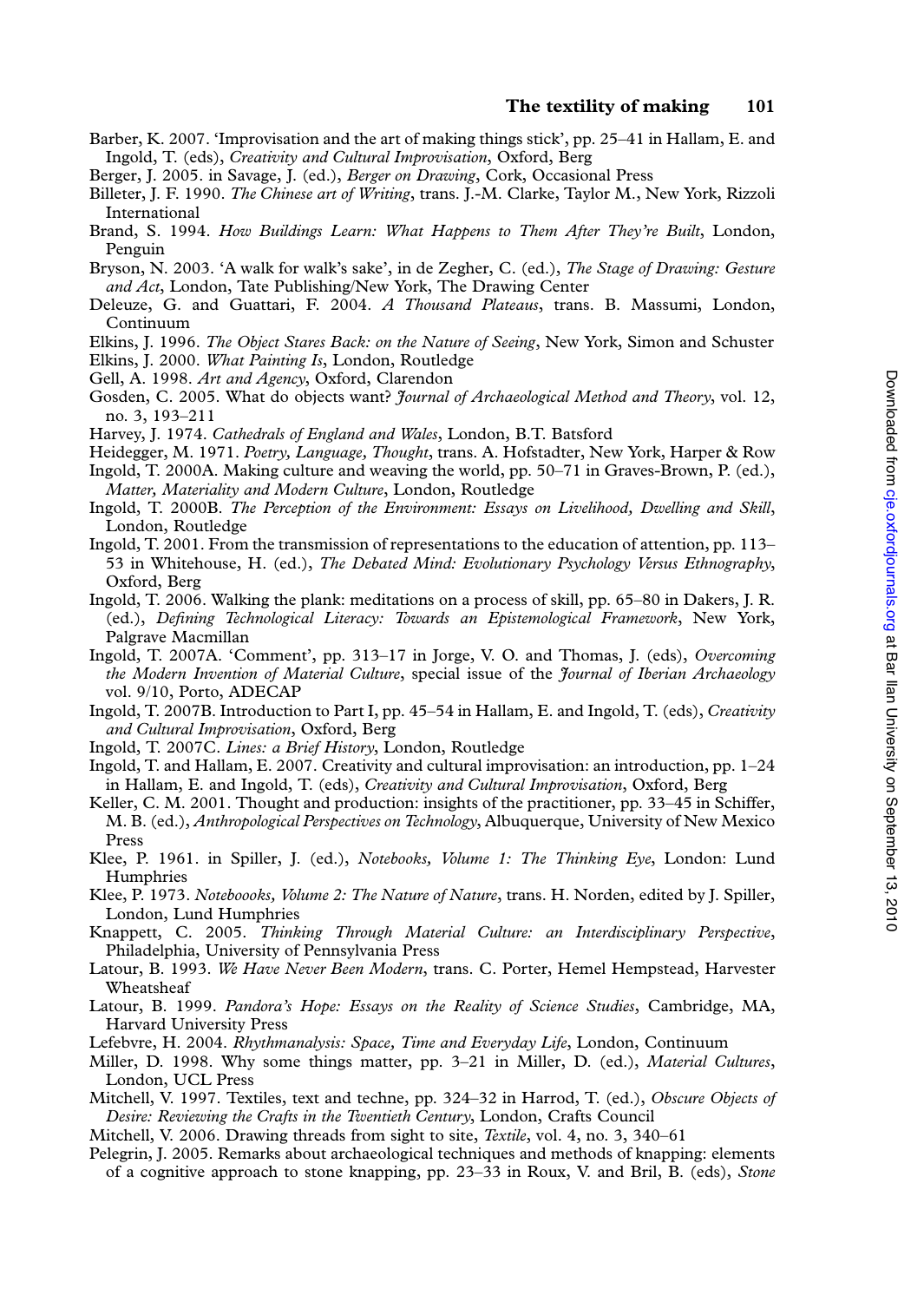Barber, K. 2007. 'Improvisation and the art of making things stick', pp. 25–41 in Hallam, E. and Ingold, T. (eds), *Creativity and Cultural Improvisation*, Oxford, Berg

Berger, J. 2005. in Savage, J. (ed.), *Berger on Drawing*, Cork, Occasional Press

Billeter, J. F. 1990. *The Chinese art of Writing*, trans. J.-M. Clarke, Taylor M., New York, Rizzoli International

Brand, S. 1994. *How Buildings Learn: What Happens to Them After They're Built*, London, Penguin

Bryson, N. 2003. 'A walk for walk's sake', in de Zegher, C. (ed.), *The Stage of Drawing: Gesture and Act*, London, Tate Publishing/New York, The Drawing Center

Deleuze, G. and Guattari, F. 2004. *A Thousand Plateaus*, trans. B. Massumi, London, Continuum

Elkins, J. 1996. *The Object Stares Back: on the Nature of Seeing*, New York, Simon and Schuster

Elkins, J. 2000. *What Painting Is*, London, Routledge

Gell, A. 1998. *Art and Agency*, Oxford, Clarendon

Gosden, C. 2005. What do objects want? *Journal of Archaeological Method and Theory*, vol. 12, no. 3, 193–211

Harvey, J. 1974. *Cathedrals of England and Wales*, London, B.T. Batsford

Heidegger, M. 1971. *Poetry, Language, Thought*, trans. A. Hofstadter, New York, Harper & Row

Ingold, T. 2000A. Making culture and weaving the world, pp. 50–71 in Graves-Brown, P. (ed.), *Matter, Materiality and Modern Culture*, London, Routledge

Ingold, T. 2000B. *The Perception of the Environment: Essays on Livelihood, Dwelling and Skill*, London, Routledge

Ingold, T. 2001. From the transmission of representations to the education of attention, pp. 113–53 in Whitehouse, H. (ed.), *The Debated Mind: Evolutionary Psychology Versus Ethnography*, Oxford, Berg

Ingold, T. 2006. Walking the plank: meditations on a process of skill, pp. 65–80 in Dakers, J. R. (ed.), *Defining Technological Literacy: Towards an Epistemological Framework*, New York, Palgrave Macmillan

Ingold, T. 2007A. 'Comment', pp. 313–17 in Jorge, V. O. and Thomas, J. (eds), *Overcoming the Modern Invention of Material Culture*, special issue of the *Journal of Iberian Archaeology* vol. 9/10, Porto, ADECAP

Ingold, T. 2007B. Introduction to Part I, pp. 45–54 in Hallam, E. and Ingold, T. (eds), *Creativity and Cultural Improvisation*, Oxford, Berg

Ingold, T. 2007C. *Lines: a Brief History*, London, Routledge

Ingold, T. and Hallam, E. 2007. Creativity and cultural improvisation: an introduction, pp. 1–24 in Hallam, E. and Ingold, T. (eds), *Creativity and Cultural Improvisation*, Oxford, Berg

Keller, C. M. 2001. Thought and production: insights of the practitioner, pp. 33–45 in Schiffer, M. B. (ed.), *Anthropological Perspectives on Technology*, Albuquerque, University of New Mexico Press

Klee, P. 1961. in Spiller, J. (ed.), *Notebooks, Volume 1: The Thinking Eye*, London: Lund Humphries

Klee, P. 1973. *Noteboooks, Volume 2: The Nature of Nature*, trans. H. Norden, edited by J. Spiller, London, Lund Humphries

Knappett, C. 2005. *Thinking Through Material Culture: an Interdisciplinary Perspective*, Philadelphia, University of Pennsylvania Press

Latour, B. 1993. *We Have Never Been Modern*, trans. C. Porter, Hemel Hempstead, Harvester Wheatsheaf

Latour, B. 1999. *Pandora's Hope: Essays on the Reality of Science Studies*, Cambridge, MA, Harvard University Press

Lefebvre, H. 2004. *Rhythmanalysis: Space, Time and Everyday Life*, London, Continuum

Miller, D. 1998. Why some things matter, pp. 3–21 in Miller, D. (ed.), *Material Cultures*, London, UCL Press

Mitchell, V. 1997. Textiles, text and techne, pp. 324–32 in Harrod, T. (ed.), *Obscure Objects of Desire: Reviewing the Crafts in the Twentieth Century*, London, Crafts Council

Mitchell, V. 2006. Drawing threads from sight to site, *Textile*, vol. 4, no. 3, 340–61

Pelegrin, J. 2005. Remarks about archaeological techniques and methods of knapping: elements of a cognitive approach to stone knapping, pp. 23–33 in Roux, V. and Bril, B. (eds), *Stone*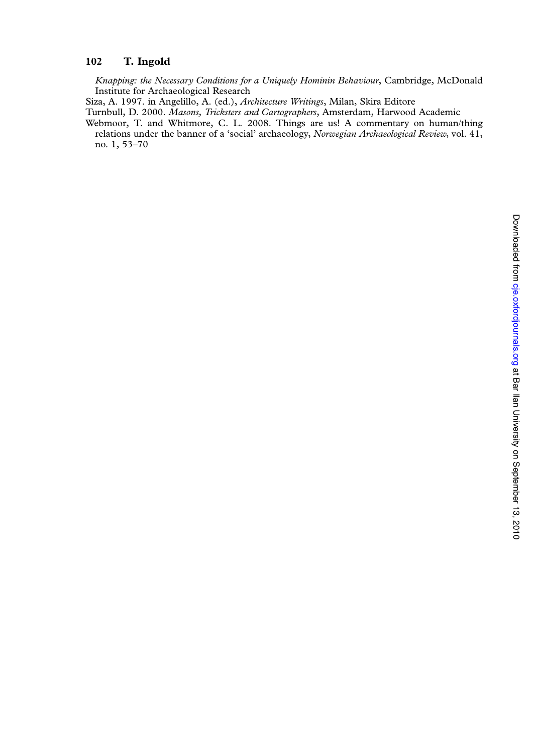*Knapping: the Necessary Conditions for a Uniquely Hominin Behaviour*, Cambridge, McDonald Institute for Archaeological Research

Siza, A. 1997. in Angelillo, A. (ed.), *Architecture Writings*, Milan, Skira Editore

Turnbull, D. 2000. *Masons, Tricksters and Cartographers*, Amsterdam, Harwood Academic

Webmoor, T. and Whitmore, C. L. 2008. Things are us! A commentary on human/thing relations under the banner of a 'social' archaeology, *Norwegian Archaeological Review*, vol. 41, no. 1, 53–70